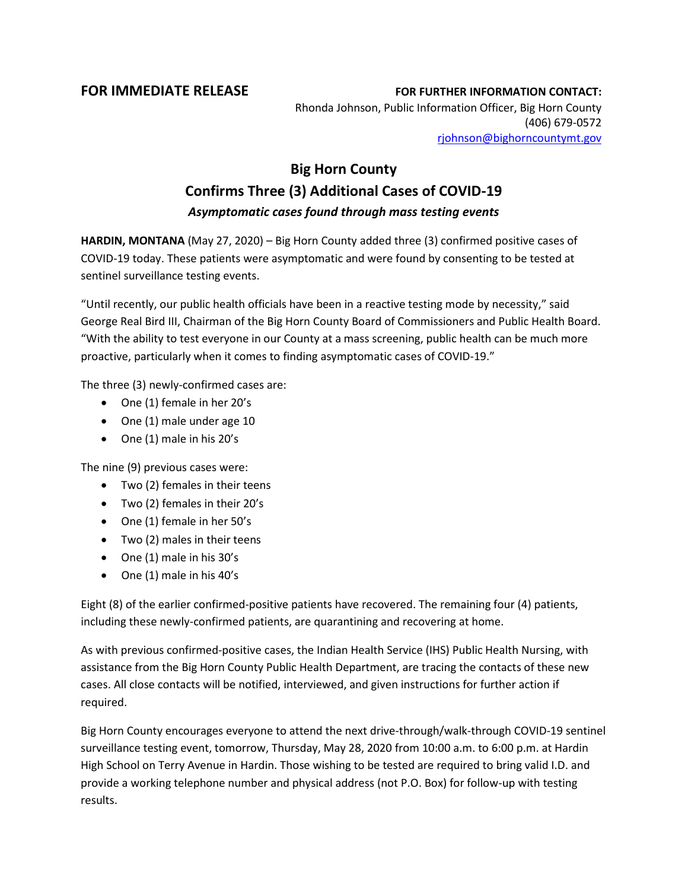**FOR IMMEDIATE RELEASE**

**FOR FURTHER INFORMATION CONTACT:**
Rhonda Johnson, Public Information Officer, Big Horn County
(406) 679-0572
rjohnson@bighorncountymt.gov

# Big Horn County

## Confirms Three (3) Additional Cases of COVID-19

### *Asymptomatic cases found through mass testing events*

**HARDIN, MONTANA** (May 27, 2020) – Big Horn County added three (3) confirmed positive cases of COVID-19 today. These patients were asymptomatic and were found by consenting to be tested at sentinel surveillance testing events.

"Until recently, our public health officials have been in a reactive testing mode by necessity," said George Real Bird III, Chairman of the Big Horn County Board of Commissioners and Public Health Board. "With the ability to test everyone in our County at a mass screening, public health can be much more proactive, particularly when it comes to finding asymptomatic cases of COVID-19."

The three (3) newly-confirmed cases are:

- One (1) female in her 20's
- One (1) male under age 10
- One (1) male in his 20's

The nine (9) previous cases were:

- Two (2) females in their teens
- Two (2) females in their 20's
- One (1) female in her 50's
- Two (2) males in their teens
- One (1) male in his 30's
- One (1) male in his 40's

Eight (8) of the earlier confirmed-positive patients have recovered. The remaining four (4) patients, including these newly-confirmed patients, are quarantining and recovering at home.

As with previous confirmed-positive cases, the Indian Health Service (IHS) Public Health Nursing, with assistance from the Big Horn County Public Health Department, are tracing the contacts of these new cases. All close contacts will be notified, interviewed, and given instructions for further action if required.

Big Horn County encourages everyone to attend the next drive-through/walk-through COVID-19 sentinel surveillance testing event, tomorrow, Thursday, May 28, 2020 from 10:00 a.m. to 6:00 p.m. at Hardin High School on Terry Avenue in Hardin. Those wishing to be tested are required to bring valid I.D. and provide a working telephone number and physical address (not P.O. Box) for follow-up with testing results.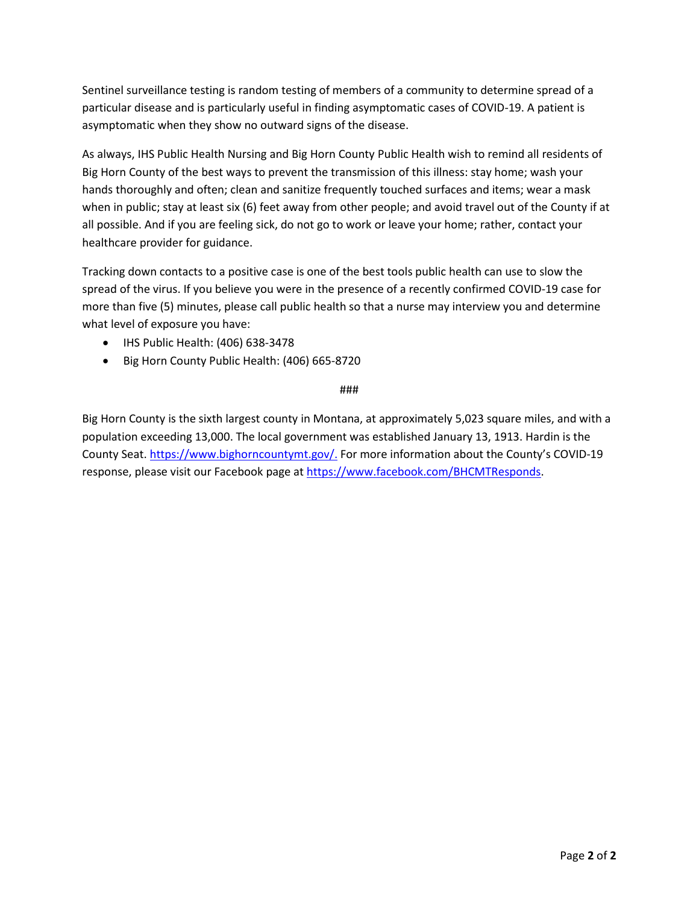Sentinel surveillance testing is random testing of members of a community to determine spread of a particular disease and is particularly useful in finding asymptomatic cases of COVID-19. A patient is asymptomatic when they show no outward signs of the disease.

As always, IHS Public Health Nursing and Big Horn County Public Health wish to remind all residents of Big Horn County of the best ways to prevent the transmission of this illness: stay home; wash your hands thoroughly and often; clean and sanitize frequently touched surfaces and items; wear a mask when in public; stay at least six (6) feet away from other people; and avoid travel out of the County if at all possible. And if you are feeling sick, do not go to work or leave your home; rather, contact your healthcare provider for guidance.

Tracking down contacts to a positive case is one of the best tools public health can use to slow the spread of the virus. If you believe you were in the presence of a recently confirmed COVID-19 case for more than five (5) minutes, please call public health so that a nurse may interview you and determine what level of exposure you have:

- IHS Public Health: (406) 638-3478
- Big Horn County Public Health: (406) 665-8720

###

Big Horn County is the sixth largest county in Montana, at approximately 5,023 square miles, and with a population exceeding 13,000. The local government was established January 13, 1913. Hardin is the County Seat. https://www.bighorncountymt.gov/. For more information about the County's COVID-19 response, please visit our Facebook page at https://www.facebook.com/BHCMTResponds.